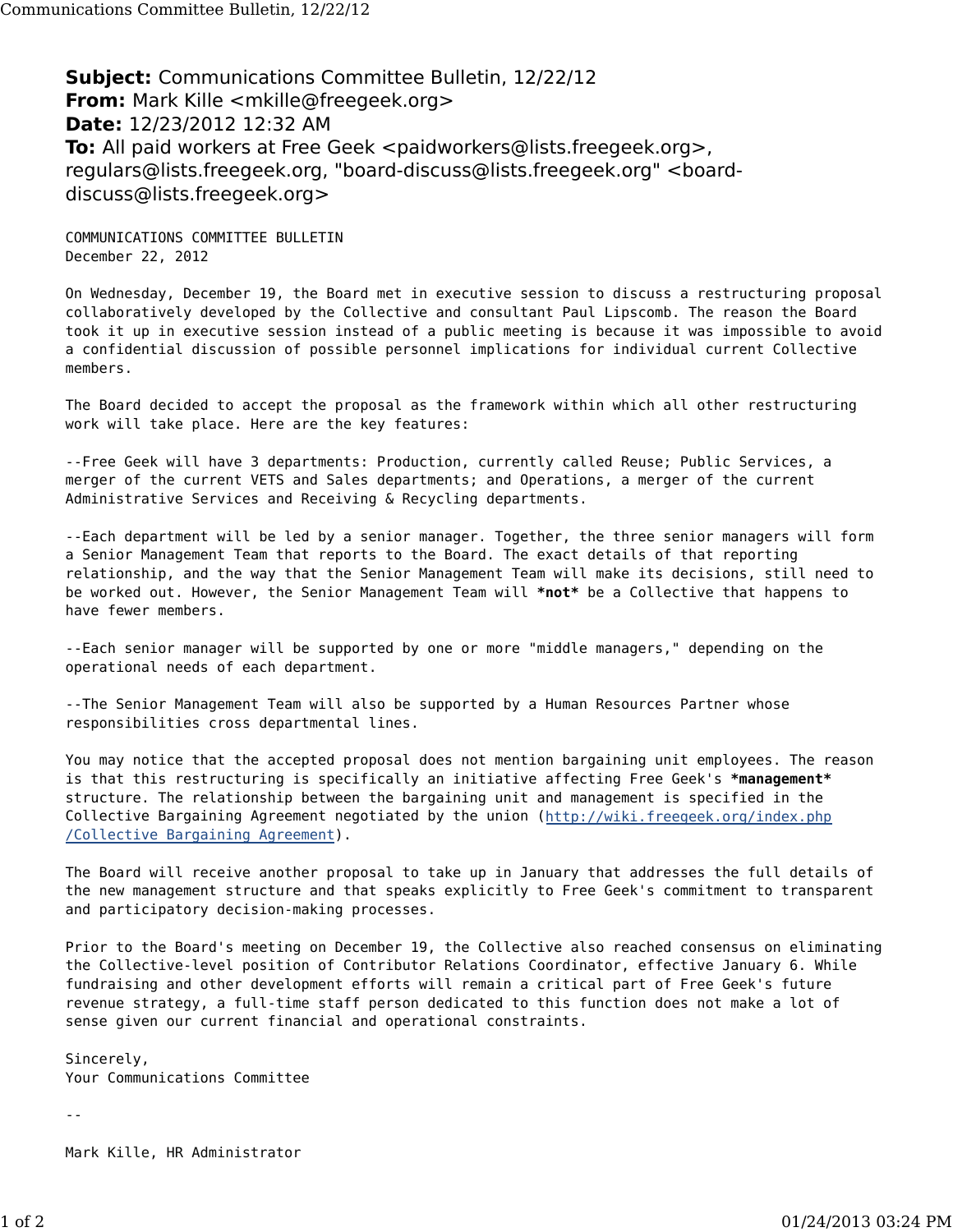**Subject:** Communications Committee Bulletin, 12/22/12
**From:** Mark Kille <mkille@freegeek.org>
**Date:** 12/23/2012 12:32 AM
**To:** All paid workers at Free Geek <paidworkers@lists.freegeek.org>, regulars@lists.freegeek.org, "board-discuss@lists.freegeek.org" <board-discuss@lists.freegeek.org>

COMMUNICATIONS COMMITTEE BULLETIN
December 22, 2012

On Wednesday, December 19, the Board met in executive session to discuss a restructuring proposal collaboratively developed by the Collective and consultant Paul Lipscomb. The reason the Board took it up in executive session instead of a public meeting is because it was impossible to avoid a confidential discussion of possible personnel implications for individual current Collective members.

The Board decided to accept the proposal as the framework within which all other restructuring work will take place. Here are the key features:

--Free Geek will have 3 departments: Production, currently called Reuse; Public Services, a merger of the current VETS and Sales departments; and Operations, a merger of the current Administrative Services and Receiving & Recycling departments.

--Each department will be led by a senior manager. Together, the three senior managers will form a Senior Management Team that reports to the Board. The exact details of that reporting relationship, and the way that the Senior Management Team will make its decisions, still need to be worked out. However, the Senior Management Team will ***not*** be a Collective that happens to have fewer members.

--Each senior manager will be supported by one or more "middle managers," depending on the operational needs of each department.

--The Senior Management Team will also be supported by a Human Resources Partner whose responsibilities cross departmental lines.

You may notice that the accepted proposal does not mention bargaining unit employees. The reason is that this restructuring is specifically an initiative affecting Free Geek's ***management*** structure. The relationship between the bargaining unit and management is specified in the Collective Bargaining Agreement negotiated by the union ([http://wiki.freegeek.org/index.php/Collective_Bargaining_Agreement](http://wiki.freegeek.org/index.php/Collective_Bargaining_Agreement)).

The Board will receive another proposal to take up in January that addresses the full details of the new management structure and that speaks explicitly to Free Geek's commitment to transparent and participatory decision-making processes.

Prior to the Board's meeting on December 19, the Collective also reached consensus on eliminating the Collective-level position of Contributor Relations Coordinator, effective January 6. While fundraising and other development efforts will remain a critical part of Free Geek's future revenue strategy, a full-time staff person dedicated to this function does not make a lot of sense given our current financial and operational constraints.

Sincerely,
Your Communications Committee

--

Mark Kille, HR Administrator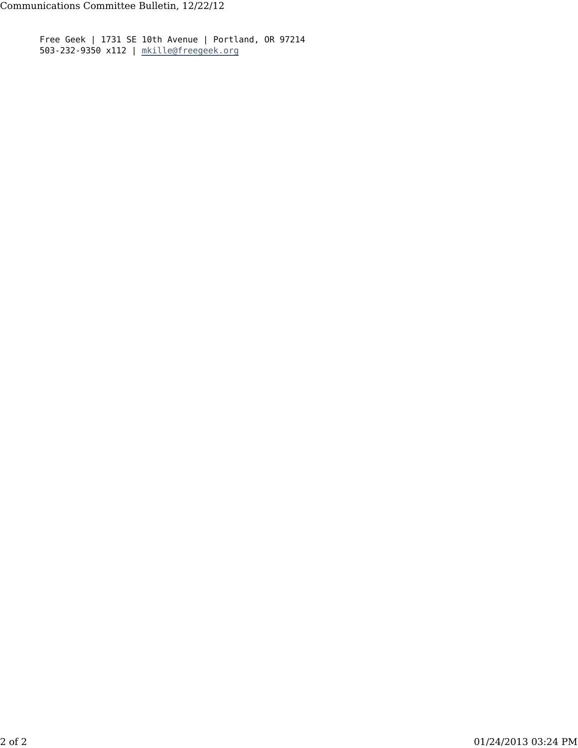Free Geek | 1731 SE 10th Avenue | Portland, OR 97214
503-232-9350 x112 | mkille@freegeek.org